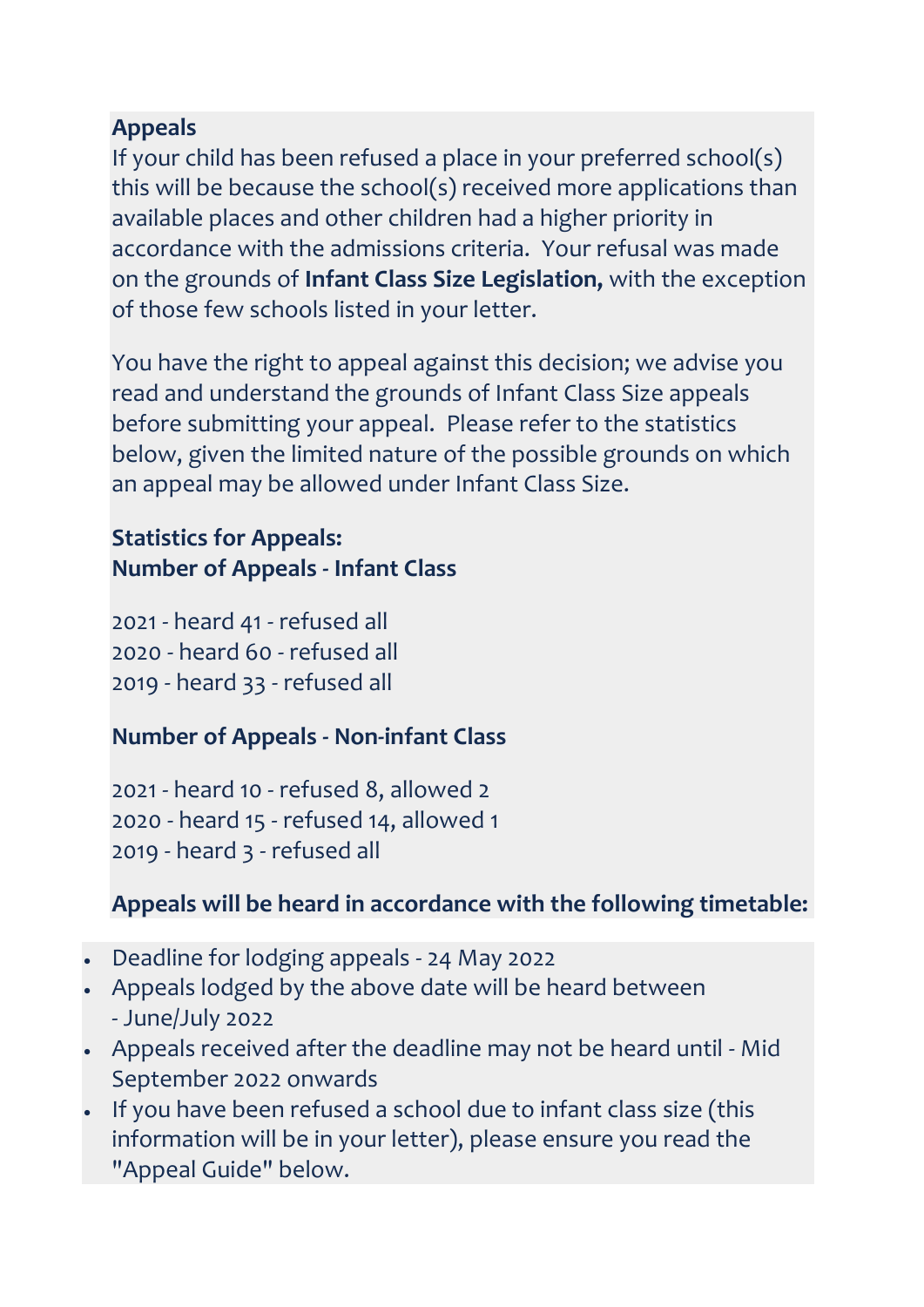**Appeals**

If your child has been refused a place in your preferred school(s) this will be because the school(s) received more applications than available places and other children had a higher priority in accordance with the admissions criteria. Your refusal was made on the grounds of **Infant Class Size Legislation,** with the exception of those few schools listed in your letter.

You have the right to appeal against this decision; we advise you read and understand the grounds of Infant Class Size appeals before submitting your appeal. Please refer to the statistics below, given the limited nature of the possible grounds on which an appeal may be allowed under Infant Class Size.

**Statistics for Appeals:**
**Number of Appeals - Infant Class**

2021 - heard 41 - refused all
2020 - heard 60 - refused all
2019 - heard 33 - refused all

**Number of Appeals - Non-infant Class**

2021 - heard 10 - refused 8, allowed 2
2020 - heard 15 - refused 14, allowed 1
2019 - heard 3 - refused all

**Appeals will be heard in accordance with the following timetable:**

- Deadline for lodging appeals - 24 May 2022
- Appeals lodged by the above date will be heard between - June/July 2022
- Appeals received after the deadline may not be heard until - Mid September 2022 onwards
- If you have been refused a school due to infant class size (this information will be in your letter), please ensure you read the "Appeal Guide" below.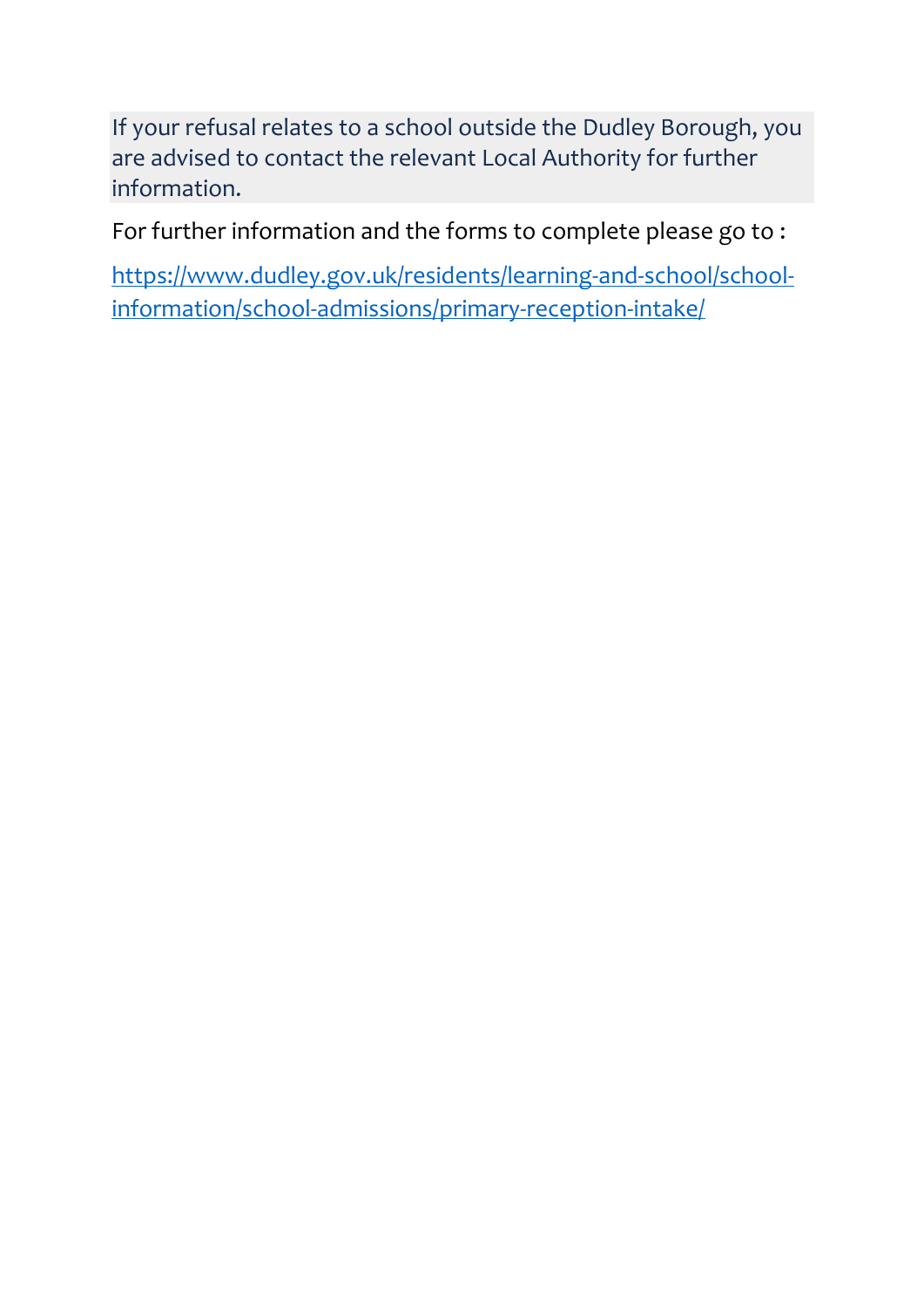If your refusal relates to a school outside the Dudley Borough, you are advised to contact the relevant Local Authority for further information.

For further information and the forms to complete please go to :

[https://www.dudley.gov.uk/residents/learning-and-school/school-information/school-admissions/primary-reception-intake/](https://www.dudley.gov.uk/residents/learning-and-school/school-information/school-admissions/primary-reception-intake/)